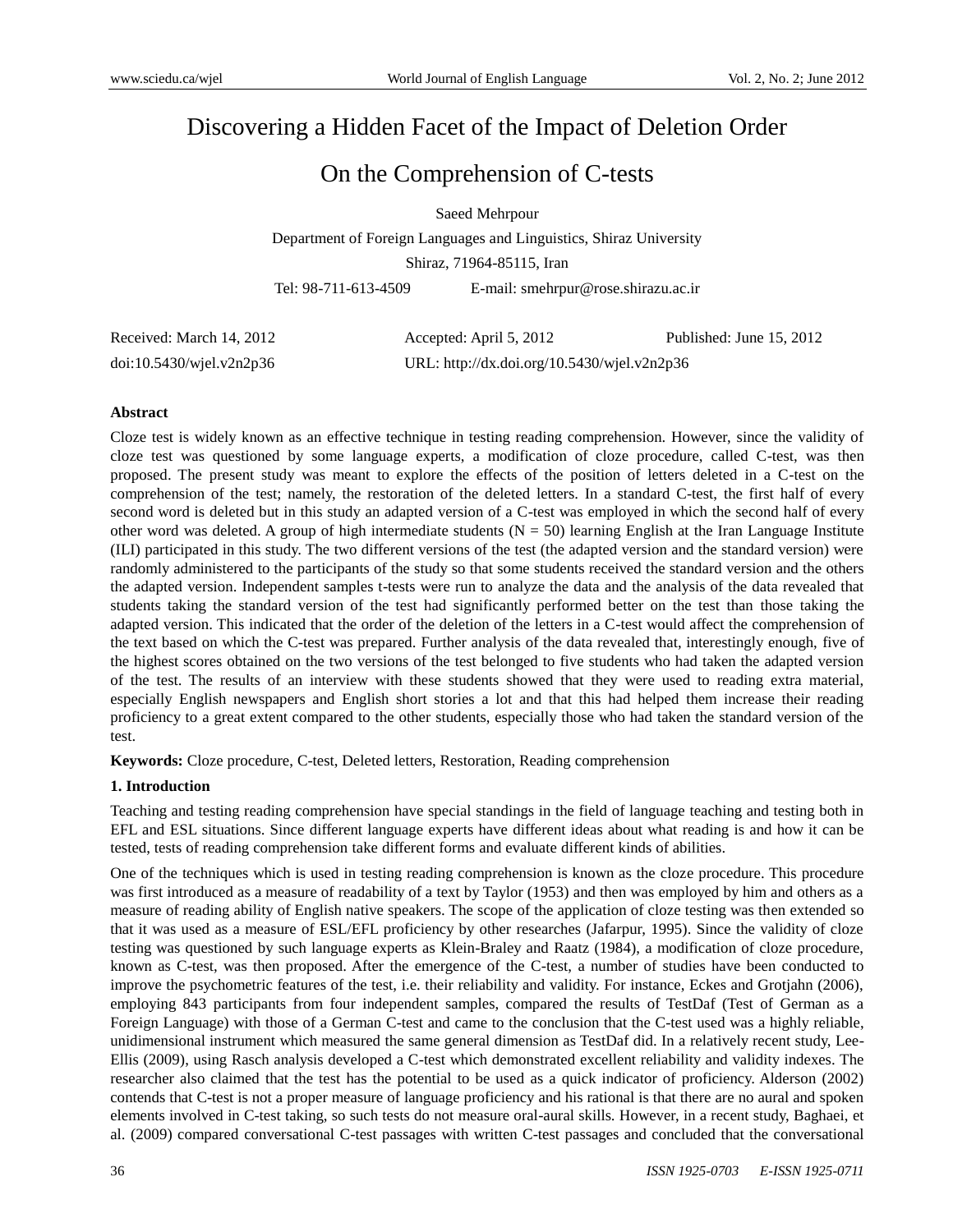# Discovering a Hidden Facet of the Impact of Deletion Order On the Comprehension of C-tests

Saeed Mehrpour

Department of Foreign Languages and Linguistics, Shiraz University

Shiraz, 71964-85115, Iran

Tel: 98-711-613-4509 E-mail: smehrpur@rose.shirazu.ac.ir

Received: March 14, 2012 Accepted: April 5, 2012 Published: June 15, 2012

doi:10.5430/wjel.v2n2p36 URL: http://dx.doi.org/10.5430/wjel.v2n2p36

**Abstract**

Cloze test is widely known as an effective technique in testing reading comprehension. However, since the validity of cloze test was questioned by some language experts, a modification of cloze procedure, called C-test, was then proposed. The present study was meant to explore the effects of the position of letters deleted in a C-test on the comprehension of the test; namely, the restoration of the deleted letters. In a standard C-test, the first half of every second word is deleted but in this study an adapted version of a C-test was employed in which the second half of every other word was deleted. A group of high intermediate students (N = 50) learning English at the Iran Language Institute (ILI) participated in this study. The two different versions of the test (the adapted version and the standard version) were randomly administered to the participants of the study so that some students received the standard version and the others the adapted version. Independent samples t-tests were run to analyze the data and the analysis of the data revealed that students taking the standard version of the test had significantly performed better on the test than those taking the adapted version. This indicated that the order of the deletion of the letters in a C-test would affect the comprehension of the text based on which the C-test was prepared. Further analysis of the data revealed that, interestingly enough, five of the highest scores obtained on the two versions of the test belonged to five students who had taken the adapted version of the test. The results of an interview with these students showed that they were used to reading extra material, especially English newspapers and English short stories a lot and that this had helped them increase their reading proficiency to a great extent compared to the other students, especially those who had taken the standard version of the test.

**Keywords:** Cloze procedure, C-test, Deleted letters, Restoration, Reading comprehension

## 1. Introduction

Teaching and testing reading comprehension have special standings in the field of language teaching and testing both in EFL and ESL situations. Since different language experts have different ideas about what reading is and how it can be tested, tests of reading comprehension take different forms and evaluate different kinds of abilities.

One of the techniques which is used in testing reading comprehension is known as the cloze procedure. This procedure was first introduced as a measure of readability of a text by Taylor (1953) and then was employed by him and others as a measure of reading ability of English native speakers. The scope of the application of cloze testing was then extended so that it was used as a measure of ESL/EFL proficiency by other researches (Jafarpur, 1995). Since the validity of cloze testing was questioned by such language experts as Klein-Braley and Raatz (1984), a modification of cloze procedure, known as C-test, was then proposed. After the emergence of the C-test, a number of studies have been conducted to improve the psychometric features of the test, i.e. their reliability and validity. For instance, Eckes and Grotjahn (2006), employing 843 participants from four independent samples, compared the results of TestDaf (Test of German as a Foreign Language) with those of a German C-test and came to the conclusion that the C-test used was a highly reliable, unidimensional instrument which measured the same general dimension as TestDaf did. In a relatively recent study, Lee-Ellis (2009), using Rasch analysis developed a C-test which demonstrated excellent reliability and validity indexes. The researcher also claimed that the test has the potential to be used as a quick indicator of proficiency. Alderson (2002) contends that C-test is not a proper measure of language proficiency and his rational is that there are no aural and spoken elements involved in C-test taking, so such tests do not measure oral-aural skills. However, in a recent study, Baghaei, et al. (2009) compared conversational C-test passages with written C-test passages and concluded that the conversational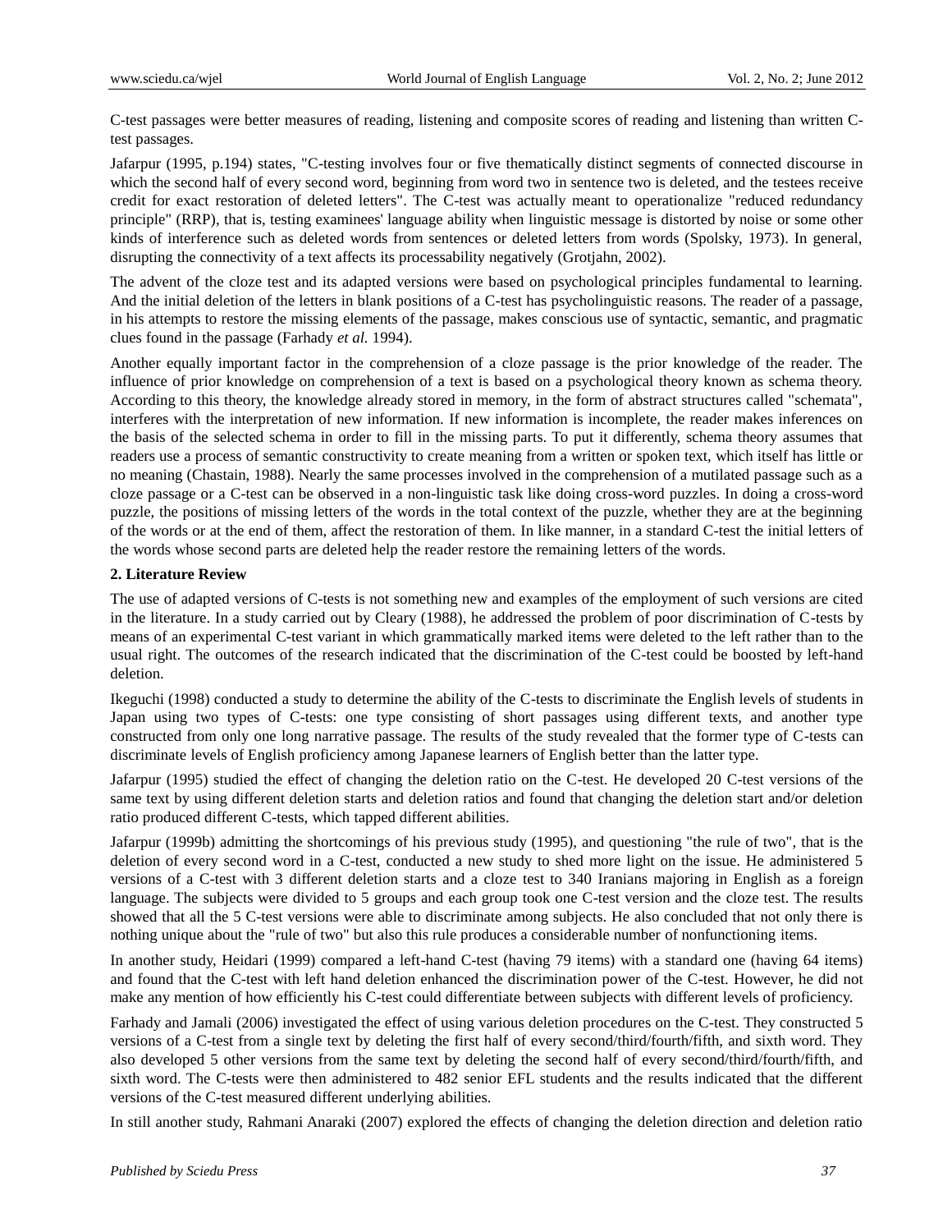C-test passages were better measures of reading, listening and composite scores of reading and listening than written C-test passages.

Jafarpur (1995, p.194) states, "C-testing involves four or five thematically distinct segments of connected discourse in which the second half of every second word, beginning from word two in sentence two is deleted, and the testees receive credit for exact restoration of deleted letters". The C-test was actually meant to operationalize "reduced redundancy principle" (RRP), that is, testing examinees' language ability when linguistic message is distorted by noise or some other kinds of interference such as deleted words from sentences or deleted letters from words (Spolsky, 1973). In general, disrupting the connectivity of a text affects its processability negatively (Grotjahn, 2002).

The advent of the cloze test and its adapted versions were based on psychological principles fundamental to learning. And the initial deletion of the letters in blank positions of a C-test has psycholinguistic reasons. The reader of a passage, in his attempts to restore the missing elements of the passage, makes conscious use of syntactic, semantic, and pragmatic clues found in the passage (Farhady *et al.* 1994).

Another equally important factor in the comprehension of a cloze passage is the prior knowledge of the reader. The influence of prior knowledge on comprehension of a text is based on a psychological theory known as schema theory. According to this theory, the knowledge already stored in memory, in the form of abstract structures called "schemata", interferes with the interpretation of new information. If new information is incomplete, the reader makes inferences on the basis of the selected schema in order to fill in the missing parts. To put it differently, schema theory assumes that readers use a process of semantic constructivity to create meaning from a written or spoken text, which itself has little or no meaning (Chastain, 1988). Nearly the same processes involved in the comprehension of a mutilated passage such as a cloze passage or a C-test can be observed in a non-linguistic task like doing cross-word puzzles. In doing a cross-word puzzle, the positions of missing letters of the words in the total context of the puzzle, whether they are at the beginning of the words or at the end of them, affect the restoration of them. In like manner, in a standard C-test the initial letters of the words whose second parts are deleted help the reader restore the remaining letters of the words.

## 2. Literature Review

The use of adapted versions of C-tests is not something new and examples of the employment of such versions are cited in the literature. In a study carried out by Cleary (1988), he addressed the problem of poor discrimination of C-tests by means of an experimental C-test variant in which grammatically marked items were deleted to the left rather than to the usual right. The outcomes of the research indicated that the discrimination of the C-test could be boosted by left-hand deletion.

Ikeguchi (1998) conducted a study to determine the ability of the C-tests to discriminate the English levels of students in Japan using two types of C-tests: one type consisting of short passages using different texts, and another type constructed from only one long narrative passage. The results of the study revealed that the former type of C-tests can discriminate levels of English proficiency among Japanese learners of English better than the latter type.

Jafarpur (1995) studied the effect of changing the deletion ratio on the C-test. He developed 20 C-test versions of the same text by using different deletion starts and deletion ratios and found that changing the deletion start and/or deletion ratio produced different C-tests, which tapped different abilities.

Jafarpur (1999b) admitting the shortcomings of his previous study (1995), and questioning "the rule of two", that is the deletion of every second word in a C-test, conducted a new study to shed more light on the issue. He administered 5 versions of a C-test with 3 different deletion starts and a cloze test to 340 Iranians majoring in English as a foreign language. The subjects were divided to 5 groups and each group took one C-test version and the cloze test. The results showed that all the 5 C-test versions were able to discriminate among subjects. He also concluded that not only there is nothing unique about the "rule of two" but also this rule produces a considerable number of nonfunctioning items.

In another study, Heidari (1999) compared a left-hand C-test (having 79 items) with a standard one (having 64 items) and found that the C-test with left hand deletion enhanced the discrimination power of the C-test. However, he did not make any mention of how efficiently his C-test could differentiate between subjects with different levels of proficiency.

Farhady and Jamali (2006) investigated the effect of using various deletion procedures on the C-test. They constructed 5 versions of a C-test from a single text by deleting the first half of every second/third/fourth/fifth, and sixth word. They also developed 5 other versions from the same text by deleting the second half of every second/third/fourth/fifth, and sixth word. The C-tests were then administered to 482 senior EFL students and the results indicated that the different versions of the C-test measured different underlying abilities.

In still another study, Rahmani Anaraki (2007) explored the effects of changing the deletion direction and deletion ratio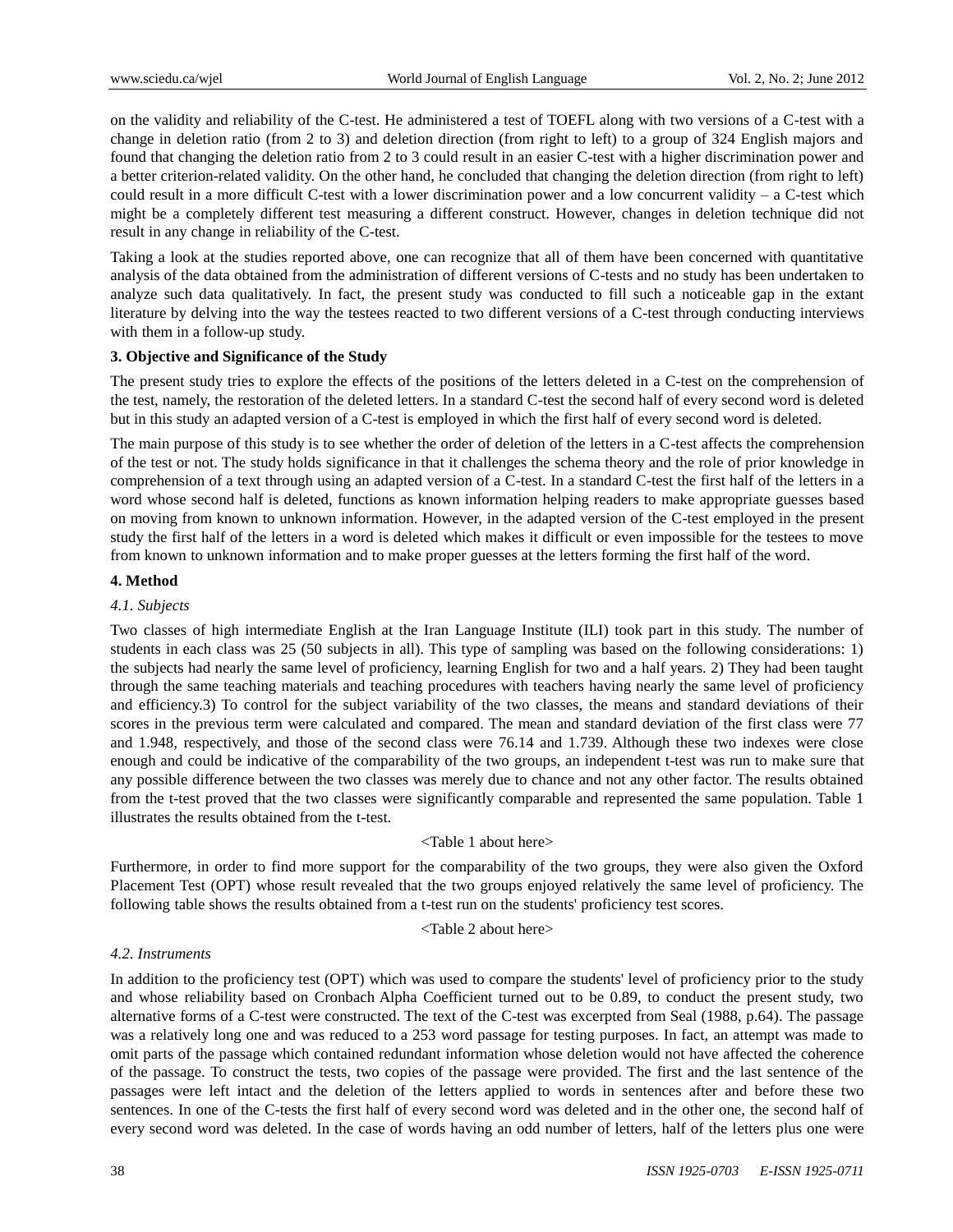on the validity and reliability of the C-test. He administered a test of TOEFL along with two versions of a C-test with a change in deletion ratio (from 2 to 3) and deletion direction (from right to left) to a group of 324 English majors and found that changing the deletion ratio from 2 to 3 could result in an easier C-test with a higher discrimination power and a better criterion-related validity. On the other hand, he concluded that changing the deletion direction (from right to left) could result in a more difficult C-test with a lower discrimination power and a low concurrent validity – a C-test which might be a completely different test measuring a different construct. However, changes in deletion technique did not result in any change in reliability of the C-test.

Taking a look at the studies reported above, one can recognize that all of them have been concerned with quantitative analysis of the data obtained from the administration of different versions of C-tests and no study has been undertaken to analyze such data qualitatively. In fact, the present study was conducted to fill such a noticeable gap in the extant literature by delving into the way the testees reacted to two different versions of a C-test through conducting interviews with them in a follow-up study.

## 3. Objective and Significance of the Study

The present study tries to explore the effects of the positions of the letters deleted in a C-test on the comprehension of the test, namely, the restoration of the deleted letters. In a standard C-test the second half of every second word is deleted but in this study an adapted version of a C-test is employed in which the first half of every second word is deleted.

The main purpose of this study is to see whether the order of deletion of the letters in a C-test affects the comprehension of the test or not. The study holds significance in that it challenges the schema theory and the role of prior knowledge in comprehension of a text through using an adapted version of a C-test. In a standard C-test the first half of the letters in a word whose second half is deleted, functions as known information helping readers to make appropriate guesses based on moving from known to unknown information. However, in the adapted version of the C-test employed in the present study the first half of the letters in a word is deleted which makes it difficult or even impossible for the testees to move from known to unknown information and to make proper guesses at the letters forming the first half of the word.

## 4. Method

### *4.1. Subjects*

Two classes of high intermediate English at the Iran Language Institute (ILI) took part in this study. The number of students in each class was 25 (50 subjects in all). This type of sampling was based on the following considerations: 1) the subjects had nearly the same level of proficiency, learning English for two and a half years. 2) They had been taught through the same teaching materials and teaching procedures with teachers having nearly the same level of proficiency and efficiency.3) To control for the subject variability of the two classes, the means and standard deviations of their scores in the previous term were calculated and compared. The mean and standard deviation of the first class were 77 and 1.948, respectively, and those of the second class were 76.14 and 1.739. Although these two indexes were close enough and could be indicative of the comparability of the two groups, an independent t-test was run to make sure that any possible difference between the two classes was merely due to chance and not any other factor. The results obtained from the t-test proved that the two classes were significantly comparable and represented the same population. Table 1 illustrates the results obtained from the t-test.

<Table 1 about here>

Furthermore, in order to find more support for the comparability of the two groups, they were also given the Oxford Placement Test (OPT) whose result revealed that the two groups enjoyed relatively the same level of proficiency. The following table shows the results obtained from a t-test run on the students' proficiency test scores.

<Table 2 about here>

### *4.2. Instruments*

In addition to the proficiency test (OPT) which was used to compare the students' level of proficiency prior to the study and whose reliability based on Cronbach Alpha Coefficient turned out to be 0.89, to conduct the present study, two alternative forms of a C-test were constructed. The text of the C-test was excerpted from Seal (1988, p.64). The passage was a relatively long one and was reduced to a 253 word passage for testing purposes. In fact, an attempt was made to omit parts of the passage which contained redundant information whose deletion would not have affected the coherence of the passage. To construct the tests, two copies of the passage were provided. The first and the last sentence of the passages were left intact and the deletion of the letters applied to words in sentences after and before these two sentences. In one of the C-tests the first half of every second word was deleted and in the other one, the second half of every second word was deleted. In the case of words having an odd number of letters, half of the letters plus one were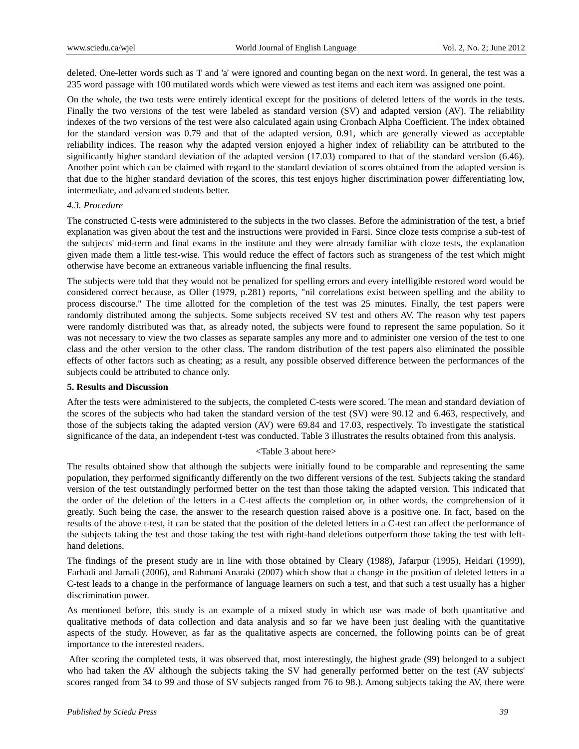deleted. One-letter words such as 'I' and 'a' were ignored and counting began on the next word. In general, the test was a 235 word passage with 100 mutilated words which were viewed as test items and each item was assigned one point.

On the whole, the two tests were entirely identical except for the positions of deleted letters of the words in the tests. Finally the two versions of the test were labeled as standard version (SV) and adapted version (AV). The reliability indexes of the two versions of the test were also calculated again using Cronbach Alpha Coefficient. The index obtained for the standard version was 0.79 and that of the adapted version, 0.91, which are generally viewed as acceptable reliability indices. The reason why the adapted version enjoyed a higher index of reliability can be attributed to the significantly higher standard deviation of the adapted version (17.03) compared to that of the standard version (6.46). Another point which can be claimed with regard to the standard deviation of scores obtained from the adapted version is that due to the higher standard deviation of the scores, this test enjoys higher discrimination power differentiating low, intermediate, and advanced students better.

*4.3. Procedure*

The constructed C-tests were administered to the subjects in the two classes. Before the administration of the test, a brief explanation was given about the test and the instructions were provided in Farsi. Since cloze tests comprise a sub-test of the subjects' mid-term and final exams in the institute and they were already familiar with cloze tests, the explanation given made them a little test-wise. This would reduce the effect of factors such as strangeness of the test which might otherwise have become an extraneous variable influencing the final results.

The subjects were told that they would not be penalized for spelling errors and every intelligible restored word would be considered correct because, as Oller (1979, p.281) reports, "nil correlations exist between spelling and the ability to process discourse." The time allotted for the completion of the test was 25 minutes. Finally, the test papers were randomly distributed among the subjects. Some subjects received SV test and others AV. The reason why test papers were randomly distributed was that, as already noted, the subjects were found to represent the same population. So it was not necessary to view the two classes as separate samples any more and to administer one version of the test to one class and the other version to the other class. The random distribution of the test papers also eliminated the possible effects of other factors such as cheating; as a result, any possible observed difference between the performances of the subjects could be attributed to chance only.

**5. Results and Discussion**

After the tests were administered to the subjects, the completed C-tests were scored. The mean and standard deviation of the scores of the subjects who had taken the standard version of the test (SV) were 90.12 and 6.463, respectively, and those of the subjects taking the adapted version (AV) were 69.84 and 17.03, respectively. To investigate the statistical significance of the data, an independent t-test was conducted. Table 3 illustrates the results obtained from this analysis.

<Table 3 about here>

The results obtained show that although the subjects were initially found to be comparable and representing the same population, they performed significantly differently on the two different versions of the test. Subjects taking the standard version of the test outstandingly performed better on the test than those taking the adapted version. This indicated that the order of the deletion of the letters in a C-test affects the completion or, in other words, the comprehension of it greatly. Such being the case, the answer to the research question raised above is a positive one. In fact, based on the results of the above t-test, it can be stated that the position of the deleted letters in a C-test can affect the performance of the subjects taking the test and those taking the test with right-hand deletions outperform those taking the test with left-hand deletions.

The findings of the present study are in line with those obtained by Cleary (1988), Jafarpur (1995), Heidari (1999), Farhadi and Jamali (2006), and Rahmani Anaraki (2007) which show that a change in the position of deleted letters in a C-test leads to a change in the performance of language learners on such a test, and that such a test usually has a higher discrimination power.

As mentioned before, this study is an example of a mixed study in which use was made of both quantitative and qualitative methods of data collection and data analysis and so far we have been just dealing with the quantitative aspects of the study. However, as far as the qualitative aspects are concerned, the following points can be of great importance to the interested readers.

After scoring the completed tests, it was observed that, most interestingly, the highest grade (99) belonged to a subject who had taken the AV although the subjects taking the SV had generally performed better on the test (AV subjects' scores ranged from 34 to 99 and those of SV subjects ranged from 76 to 98.). Among subjects taking the AV, there were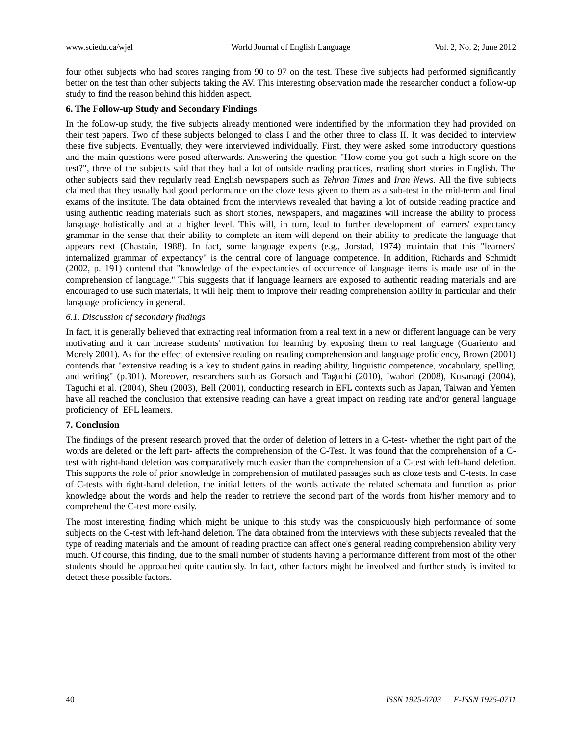four other subjects who had scores ranging from 90 to 97 on the test. These five subjects had performed significantly better on the test than other subjects taking the AV. This interesting observation made the researcher conduct a follow-up study to find the reason behind this hidden aspect.

## 6. The Follow-up Study and Secondary Findings

In the follow-up study, the five subjects already mentioned were indentified by the information they had provided on their test papers. Two of these subjects belonged to class I and the other three to class II. It was decided to interview these five subjects. Eventually, they were interviewed individually. First, they were asked some introductory questions and the main questions were posed afterwards. Answering the question "How come you got such a high score on the test?", three of the subjects said that they had a lot of outside reading practices, reading short stories in English. The other subjects said they regularly read English newspapers such as *Tehran Times* and *Iran News.* All the five subjects claimed that they usually had good performance on the cloze tests given to them as a sub-test in the mid-term and final exams of the institute. The data obtained from the interviews revealed that having a lot of outside reading practice and using authentic reading materials such as short stories, newspapers, and magazines will increase the ability to process language holistically and at a higher level. This will, in turn, lead to further development of learners' expectancy grammar in the sense that their ability to complete an item will depend on their ability to predicate the language that appears next (Chastain, 1988). In fact, some language experts (e.g., Jorstad, 1974) maintain that this "learners' internalized grammar of expectancy" is the central core of language competence. In addition, Richards and Schmidt (2002, p. 191) contend that "knowledge of the expectancies of occurrence of language items is made use of in the comprehension of language." This suggests that if language learners are exposed to authentic reading materials and are encouraged to use such materials, it will help them to improve their reading comprehension ability in particular and their language proficiency in general.

### *6.1. Discussion of secondary findings*

In fact, it is generally believed that extracting real information from a real text in a new or different language can be very motivating and it can increase students' motivation for learning by exposing them to real language (Guariento and Morely 2001). As for the effect of extensive reading on reading comprehension and language proficiency, Brown (2001) contends that "extensive reading is a key to student gains in reading ability, linguistic competence, vocabulary, spelling, and writing" (p.301). Moreover, researchers such as Gorsuch and Taguchi (2010), Iwahori (2008), Kusanagi (2004), Taguchi et al. (2004), Sheu (2003), Bell (2001), conducting research in EFL contexts such as Japan, Taiwan and Yemen have all reached the conclusion that extensive reading can have a great impact on reading rate and/or general language proficiency of EFL learners.

## 7. Conclusion

The findings of the present research proved that the order of deletion of letters in a C-test- whether the right part of the words are deleted or the left part- affects the comprehension of the C-Test. It was found that the comprehension of a C-test with right-hand deletion was comparatively much easier than the comprehension of a C-test with left-hand deletion. This supports the role of prior knowledge in comprehension of mutilated passages such as cloze tests and C-tests. In case of C-tests with right-hand deletion, the initial letters of the words activate the related schemata and function as prior knowledge about the words and help the reader to retrieve the second part of the words from his/her memory and to comprehend the C-test more easily.

The most interesting finding which might be unique to this study was the conspicuously high performance of some subjects on the C-test with left-hand deletion. The data obtained from the interviews with these subjects revealed that the type of reading materials and the amount of reading practice can affect one's general reading comprehension ability very much. Of course, this finding, due to the small number of students having a performance different from most of the other students should be approached quite cautiously. In fact, other factors might be involved and further study is invited to detect these possible factors.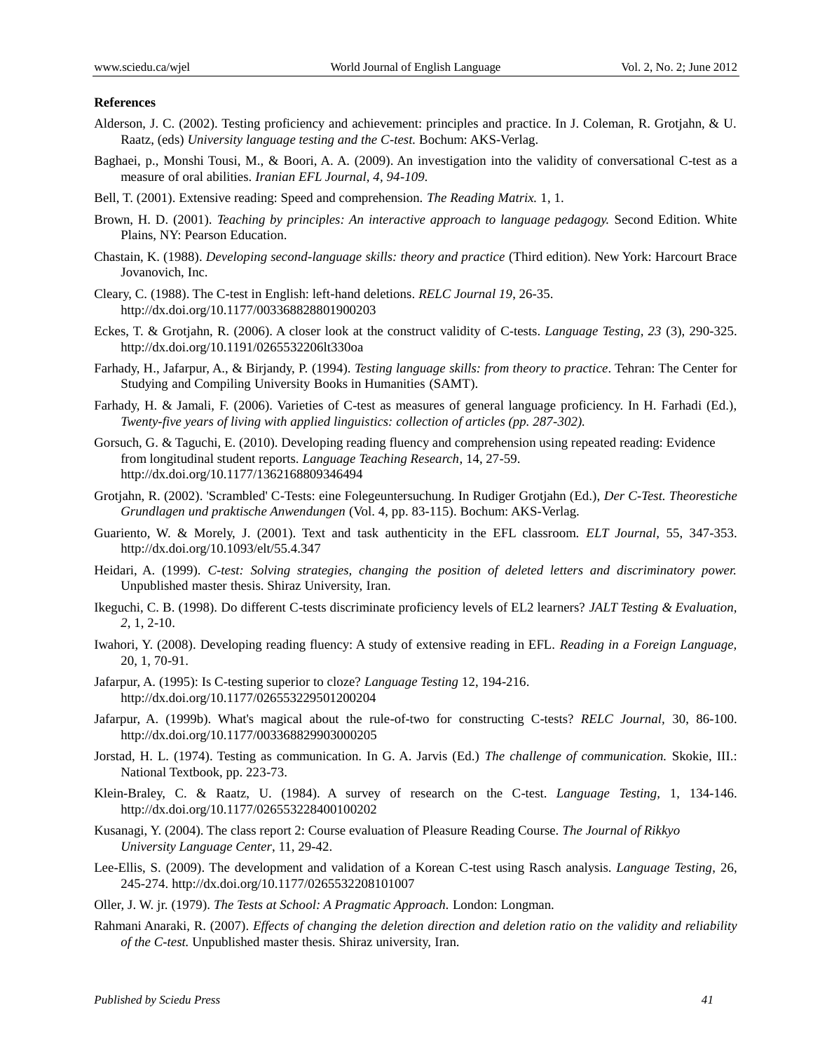**References**

Alderson, J. C. (2002). Testing proficiency and achievement: principles and practice. In J. Coleman, R. Grotjahn, & U. Raatz, (eds) *University language testing and the C-test.* Bochum: AKS-Verlag.

Baghaei, p., Monshi Tousi, M., & Boori, A. A. (2009). An investigation into the validity of conversational C-test as a measure of oral abilities. *Iranian EFL Journal, 4, 94-109.*

Bell, T. (2001). Extensive reading: Speed and comprehension. *The Reading Matrix.* 1, 1.

Brown, H. D. (2001). *Teaching by principles: An interactive approach to language pedagogy.* Second Edition. White Plains, NY: Pearson Education.

Chastain, K. (1988). *Developing second-language skills: theory and practice* (Third edition). New York: Harcourt Brace Jovanovich, Inc.

Cleary, C. (1988). The C-test in English: left-hand deletions. *RELC Journal 19*, 26-35. http://dx.doi.org/10.1177/003368828801900203

Eckes, T. & Grotjahn, R. (2006). A closer look at the construct validity of C-tests. *Language Testing, 23* (3), 290-325. http://dx.doi.org/10.1191/0265532206lt330oa

Farhady, H., Jafarpur, A., & Birjandy, P. (1994). *Testing language skills: from theory to practice*. Tehran: The Center for Studying and Compiling University Books in Humanities (SAMT).

Farhady, H. & Jamali, F. (2006). Varieties of C-test as measures of general language proficiency. In H. Farhadi (Ed.), *Twenty-five years of living with applied linguistics: collection of articles (pp. 287-302).*

Gorsuch, G. & Taguchi, E. (2010). Developing reading fluency and comprehension using repeated reading: Evidence from longitudinal student reports. *Language Teaching Research*, 14, 27-59. http://dx.doi.org/10.1177/1362168809346494

Grotjahn, R. (2002). 'Scrambled' C-Tests: eine Folegeuntersuchung. In Rudiger Grotjahn (Ed.), *Der C-Test. Theorestiche Grundlagen und praktische Anwendungen* (Vol. 4, pp. 83-115). Bochum: AKS-Verlag.

Guariento, W. & Morely, J. (2001). Text and task authenticity in the EFL classroom. *ELT Journal,* 55, 347-353. http://dx.doi.org/10.1093/elt/55.4.347

Heidari, A. (1999). *C-test: Solving strategies, changing the position of deleted letters and discriminatory power.* Unpublished master thesis. Shiraz University, Iran.

Ikeguchi, C. B. (1998). Do different C-tests discriminate proficiency levels of EL2 learners? *JALT Testing & Evaluation, 2*, 1, 2-10.

Iwahori, Y. (2008). Developing reading fluency: A study of extensive reading in EFL. *Reading in a Foreign Language,* 20, 1, 70-91.

Jafarpur, A. (1995): Is C-testing superior to cloze? *Language Testing* 12, 194-216. http://dx.doi.org/10.1177/026553229501200204

Jafarpur, A. (1999b). What's magical about the rule-of-two for constructing C-tests? *RELC Journal,* 30, 86-100. http://dx.doi.org/10.1177/003368829903000205

Jorstad, H. L. (1974). Testing as communication. In G. A. Jarvis (Ed.) *The challenge of communication.* Skokie, III.: National Textbook, pp. 223-73.

Klein-Braley, C. & Raatz, U. (1984). A survey of research on the C-test. *Language Testing,* 1, 134-146. http://dx.doi.org/10.1177/026553228400100202

Kusanagi, Y. (2004). The class report 2: Course evaluation of Pleasure Reading Course. *The Journal of Rikkyo University Language Center*, 11, 29-42.

Lee-Ellis, S. (2009). The development and validation of a Korean C-test using Rasch analysis. *Language Testing*, 26, 245-274. http://dx.doi.org/10.1177/0265532208101007

Oller, J. W. jr. (1979). *The Tests at School: A Pragmatic Approach.* London: Longman.

Rahmani Anaraki, R. (2007). *Effects of changing the deletion direction and deletion ratio on the validity and reliability of the C-test.* Unpublished master thesis. Shiraz university, Iran.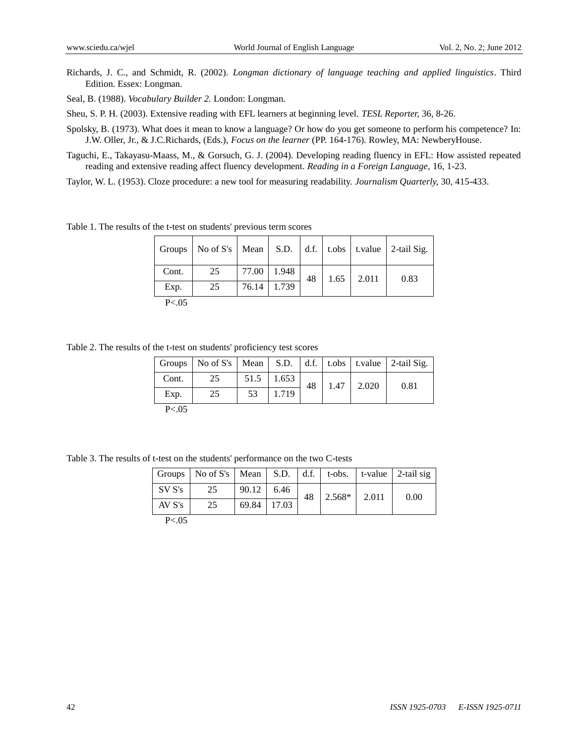Richards, J. C., and Schmidt, R. (2002). *Longman dictionary of language teaching and applied linguistics*. Third Edition. Essex: Longman.

Seal, B. (1988). *Vocabulary Builder 2.* London: Longman.

Sheu, S. P. H. (2003). Extensive reading with EFL learners at beginning level. *TESL Reporter,* 36, 8-26.

Spolsky, B. (1973). What does it mean to know a language? Or how do you get someone to perform his competence? In: J.W. Oller, Jr., & J.C.Richards, (Eds.), *Focus on the learner* (PP. 164-176)*.* Rowley, MA: NewberyHouse.

Taguchi, E., Takayasu-Maass, M., & Gorsuch, G. J. (2004). Developing reading fluency in EFL: How assisted repeated reading and extensive reading affect fluency development. *Reading in a Foreign Language,* 16, 1-23.

Taylor, W. L. (1953). Cloze procedure: a new tool for measuring readability. *Journalism Quarterly,* 30, 415-433.

Table 1. The results of the t-test on students' previous term scores

| Groups | No of S's | Mean | S.D. | d.f. | t.obs | t.value | 2-tail Sig. |
|---|---|---|---|---|---|---|---|
| Cont. | 25 | 77.00 | 1.948 | 48 | 1.65 | 2.011 | 0.83 |
| Exp. | 25 | 76.14 | 1.739 | | | | |

$P<.05$

Table 2. The results of the t-test on students' proficiency test scores

| Groups | No of S's | Mean | S.D. | d.f. | t.obs | t.value | 2-tail Sig. |
|---|---|---|---|---|---|---|---|
| Cont. | 25 | 51.5 | 1.653 | 48 | 1.47 | 2.020 | 0.81 |
| Exp. | 25 | 53 | 1.719 | | | | |

$P<.05$

Table 3. The results of t-test on the students' performance on the two C-tests

| Groups | No of S's | Mean | S.D. | d.f. | t-obs. | t-value | 2-tail sig |
|---|---|---|---|---|---|---|---|
| SV S's | 25 | 90.12 | 6.46 | 48 | 2.568* | 2.011 | 0.00 |
| AV S's | 25 | 69.84 | 17.03 | | | | |

$P<.05$